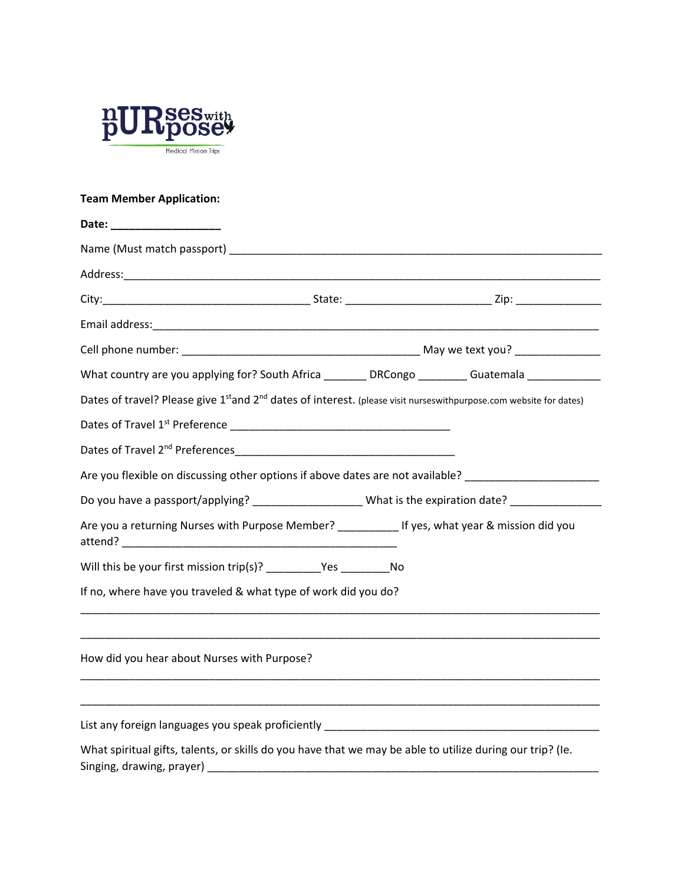nURses with pURpose
Medical Mission Trips

**Team Member Application:**

**Date: __________________**

Name (Must match passport) ______________________________________________________________

Address:_______________________________________________________________________________

City:__________________________________ State: _________________________ Zip: ______________

Email address:__________________________________________________________________________

Cell phone number: _________________________________________ May we text you? ______________

What country are you applying for? South Africa _______ DRCongo ________ Guatemala ____________

Dates of travel? Please give 1st and 2nd dates of interest. (please visit nurseswithpurpose.com website for dates)

Dates of Travel 1st Preference _____________________________________

Dates of Travel 2nd Preferences_____________________________________

Are you flexible on discussing other options if above dates are not available? ______________________

Do you have a passport/applying? __________________ What is the expiration date? _______________

Are you a returning Nurses with Purpose Member? __________ If yes, what year & mission did you attend? _______________________________________________

Will this be your first mission trip(s)? _________Yes ________No

If no, where have you traveled & what type of work did you do?

_____________________________________________________________________________________

_____________________________________________________________________________________

How did you hear about Nurses with Purpose?

_____________________________________________________________________________________

_____________________________________________________________________________________

List any foreign languages you speak proficiently _______________________________________________

What spiritual gifts, talents, or skills do you have that we may be able to utilize during our trip? (Ie. Singing, drawing, prayer) ___________________________________________________________________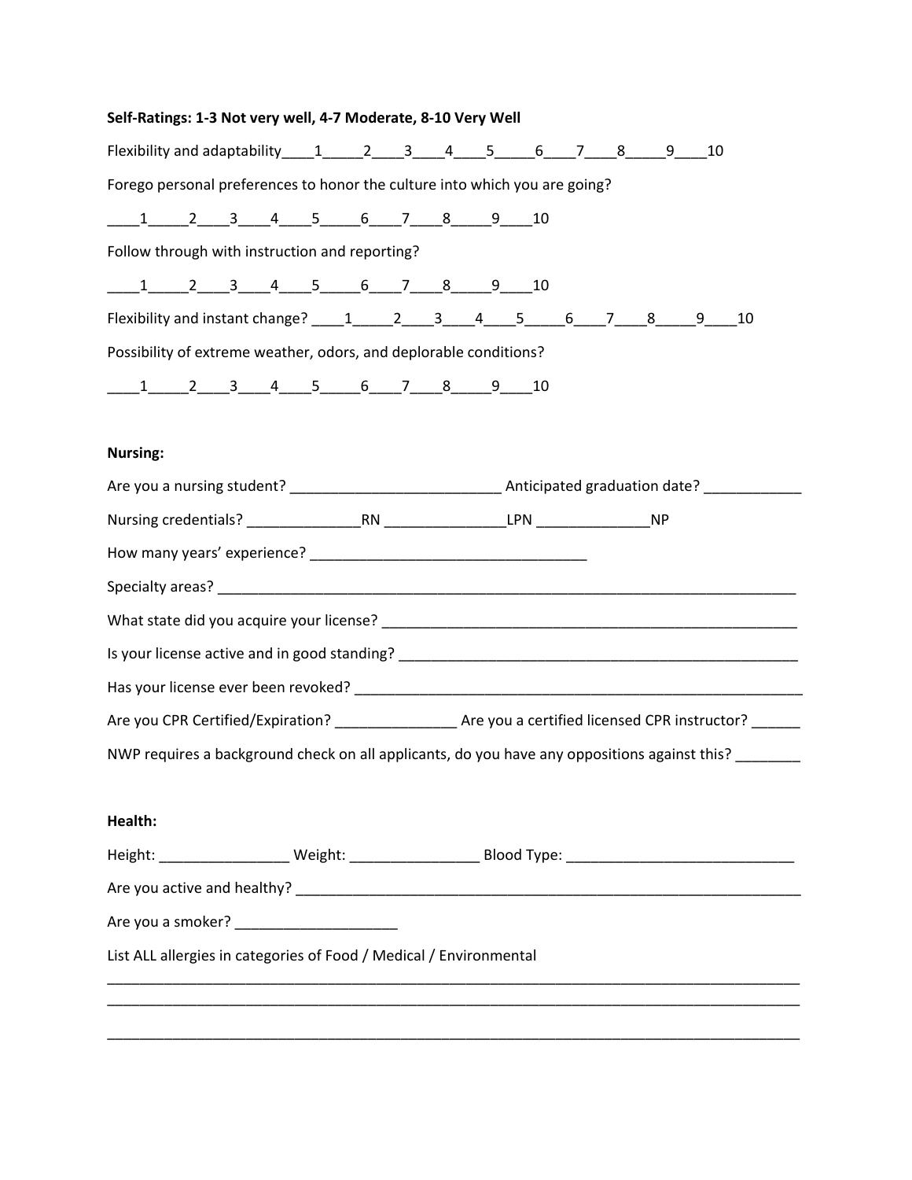**Self-Ratings: 1-3 Not very well, 4-7 Moderate, 8-10 Very Well**

Flexibility and adaptability____1_____2____3____4____5_____6____7____8_____9____10

Forego personal preferences to honor the culture into which you are going?

____1_____2____3____4____5_____6____7____8_____9____10

Follow through with instruction and reporting?

____1_____2____3____4____5_____6____7____8_____9____10

Flexibility and instant change? ____1_____2____3____4____5_____6____7____8_____9____10

Possibility of extreme weather, odors, and deplorable conditions?

____1_____2____3____4____5_____6____7____8_____9____10

**Nursing:**

Are you a nursing student? _________________________ Anticipated graduation date? ____________

Nursing credentials? ______________RN _______________LPN ______________NP

How many years' experience? __________________________________

Specialty areas? ___________________________________________________________________________

What state did you acquire your license? _____________________________________________________

Is your license active and in good standing? ___________________________________________________

Has your license ever been revoked? ________________________________________________________

Are you CPR Certified/Expiration? _______________ Are you a certified licensed CPR instructor? ______

NWP requires a background check on all applicants, do you have any oppositions against this? ________

**Health:**

Height: ________________ Weight: ________________ Blood Type: ____________________________

Are you active and healthy? _______________________________________________________________

Are you a smoker? ____________________

List ALL allergies in categories of Food / Medical / Environmental

__________________________________________________________________________________________

__________________________________________________________________________________________

__________________________________________________________________________________________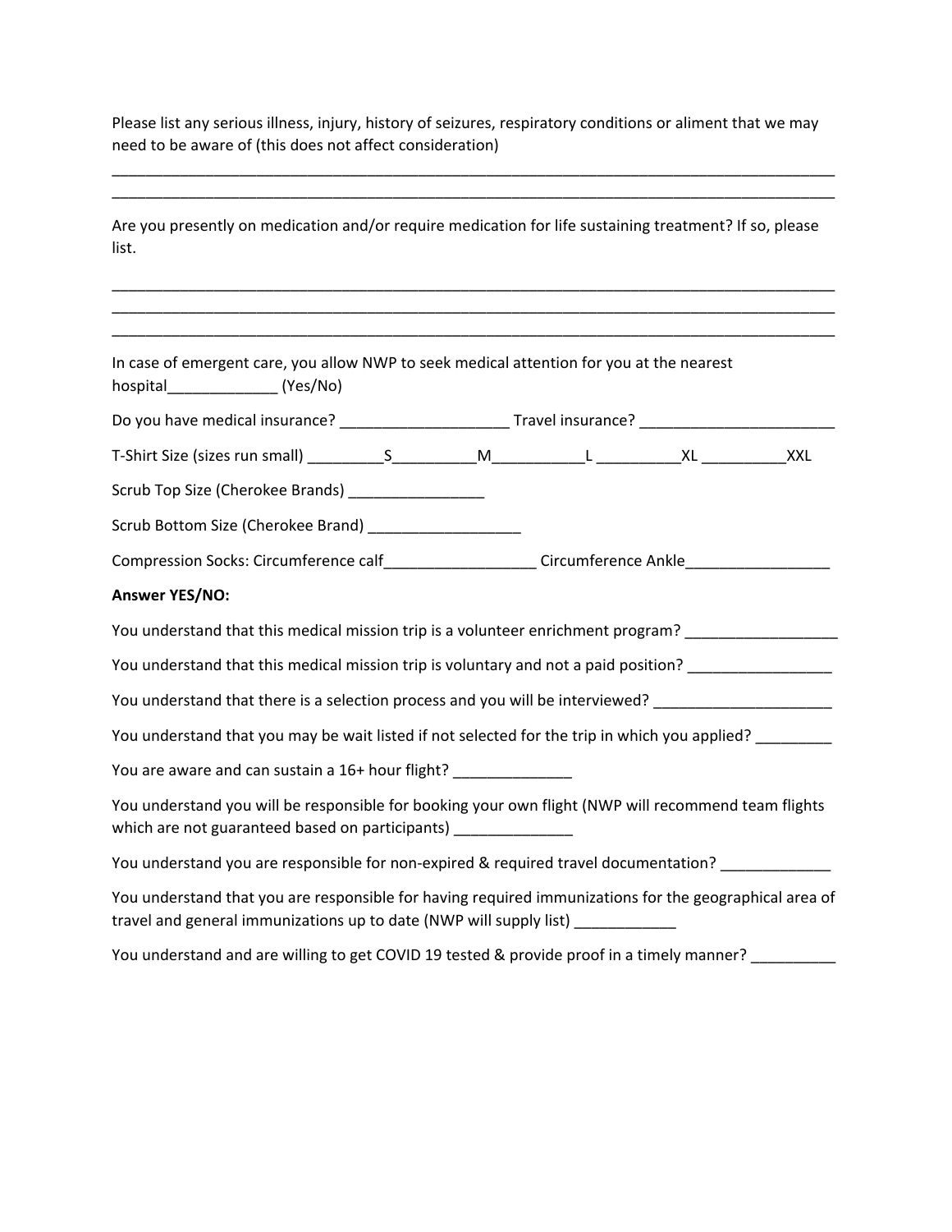Please list any serious illness, injury, history of seizures, respiratory conditions or aliment that we may need to be aware of (this does not affect consideration)

___________________________________________________________________________________________
___________________________________________________________________________________________

Are you presently on medication and/or require medication for life sustaining treatment? If so, please list.

___________________________________________________________________________________________
___________________________________________________________________________________________
___________________________________________________________________________________________

In case of emergent care, you allow NWP to seek medical attention for you at the nearest hospital_____________ (Yes/No)

Do you have medical insurance? ____________________ Travel insurance? _______________________

T-Shirt Size (sizes run small) _________S__________M___________L __________XL __________XXL

Scrub Top Size (Cherokee Brands) ________________

Scrub Bottom Size (Cherokee Brand) __________________

Compression Socks: Circumference calf__________________ Circumference Ankle_________________

**Answer YES/NO:**

You understand that this medical mission trip is a volunteer enrichment program? __________________

You understand that this medical mission trip is voluntary and not a paid position? _________________

You understand that there is a selection process and you will be interviewed? _____________________

You understand that you may be wait listed if not selected for the trip in which you applied? _________

You are aware and can sustain a 16+ hour flight? ______________

You understand you will be responsible for booking your own flight (NWP will recommend team flights which are not guaranteed based on participants) ______________

You understand you are responsible for non-expired & required travel documentation? _____________

You understand that you are responsible for having required immunizations for the geographical area of travel and general immunizations up to date (NWP will supply list) ____________

You understand and are willing to get COVID 19 tested & provide proof in a timely manner? __________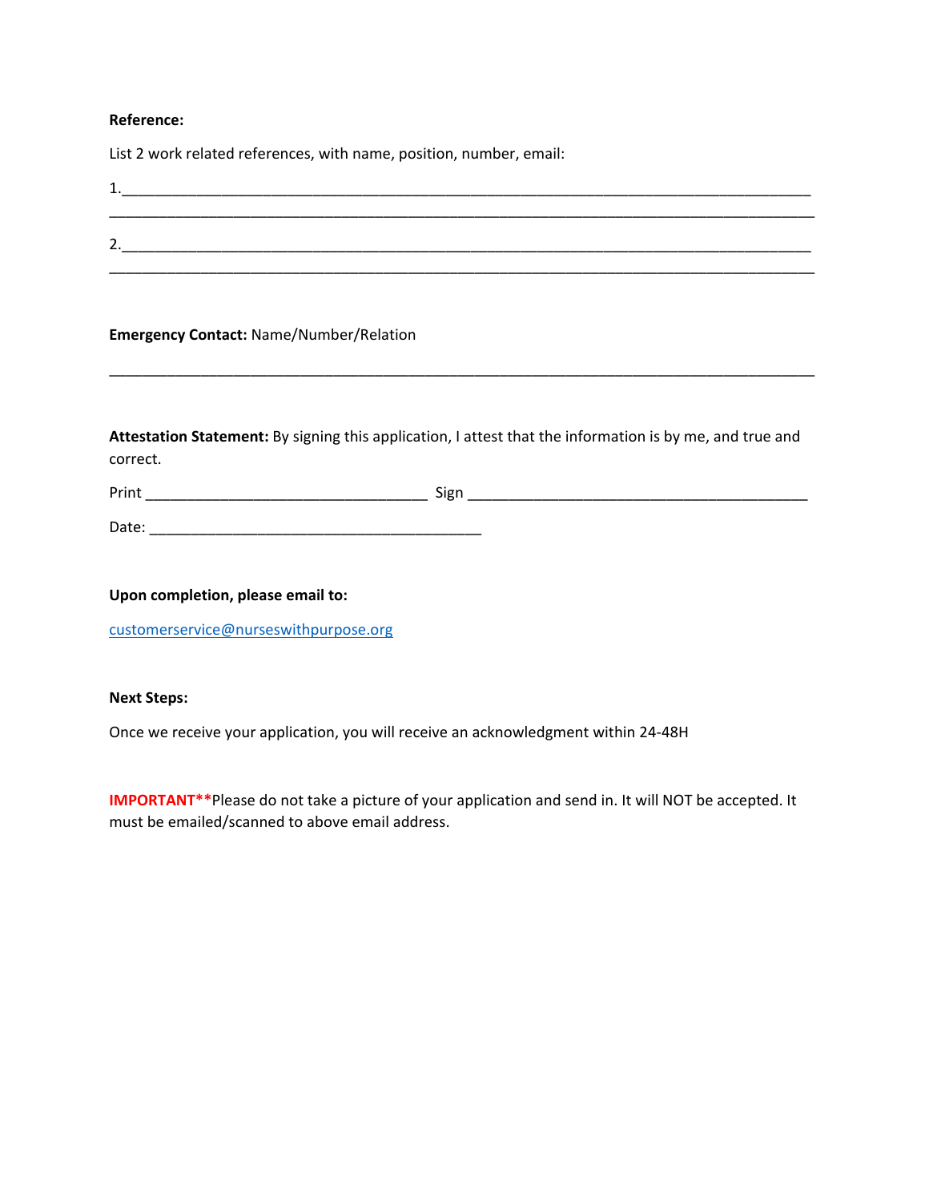**Reference:**

List 2 work related references, with name, position, number, email:

1.________________________________________________________________________________
__________________________________________________________________________________

2.________________________________________________________________________________
__________________________________________________________________________________

**Emergency Contact:** Name/Number/Relation

__________________________________________________________________________________

**Attestation Statement:** By signing this application, I attest that the information is by me, and true and correct.

Print _________________________________ Sign ________________________________________

Date: _______________________________________

**Upon completion, please email to:**

customerservice@nurseswithpurpose.org

**Next Steps:**

Once we receive your application, you will receive an acknowledgment within 24-48H

**IMPORTANT****Please do not take a picture of your application and send in. It will NOT be accepted. It must be emailed/scanned to above email address.